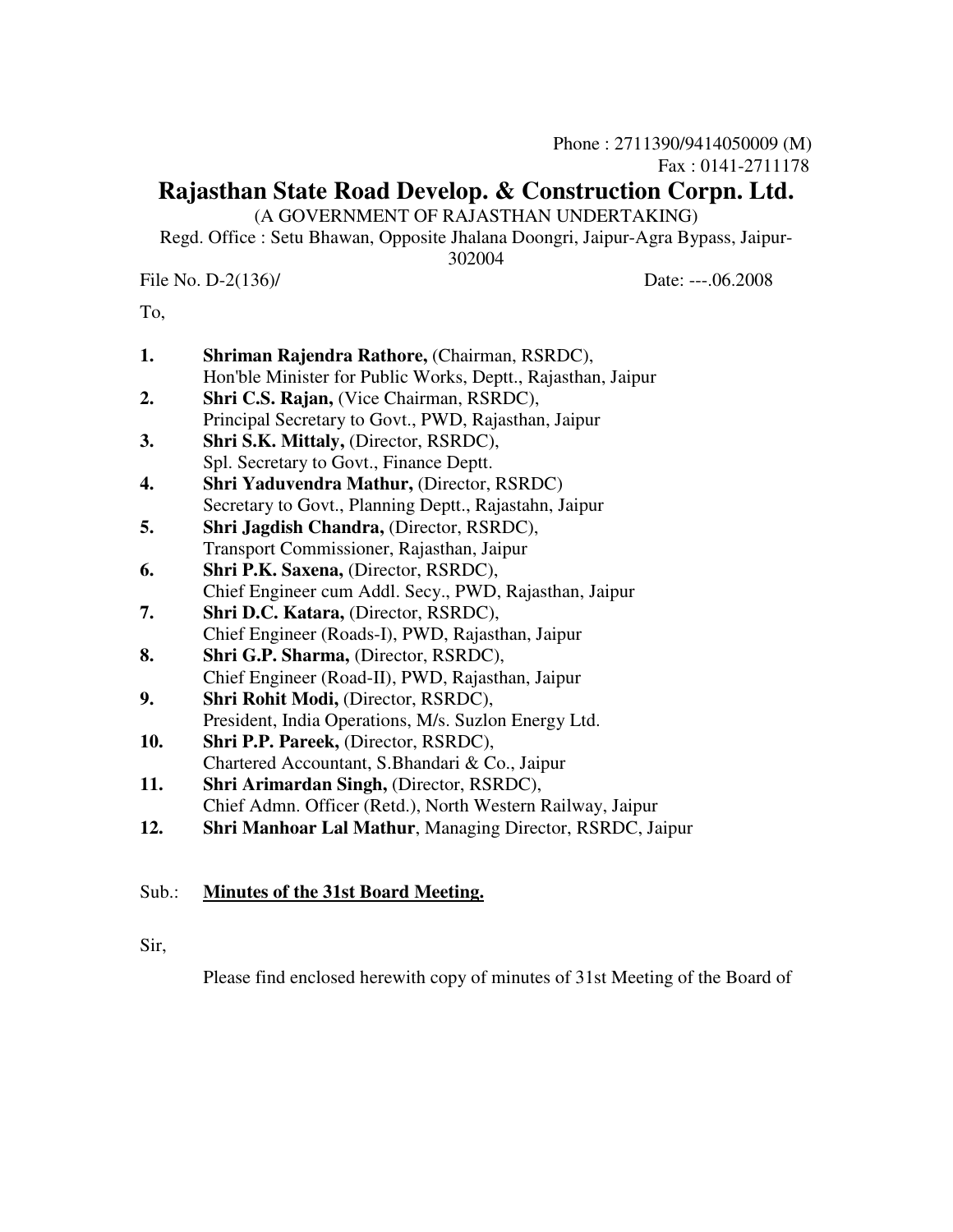Phone : 2711390/9414050009 (M)
Fax : 0141-2711178

# Rajasthan State Road Develop. & Construction Corpn. Ltd.

(A GOVERNMENT OF RAJASTHAN UNDERTAKING)

Regd. Office : Setu Bhawan, Opposite Jhalana Doongri, Jaipur-Agra Bypass, Jaipur-302004

File No. D-2(136)/ Date: ---.06.2008

To,

1. **Shriman Rajendra Rathore,** (Chairman, RSRDC),
   Hon'ble Minister for Public Works, Deptt., Rajasthan, Jaipur
2. **Shri C.S. Rajan,** (Vice Chairman, RSRDC),
   Principal Secretary to Govt., PWD, Rajasthan, Jaipur
3. **Shri S.K. Mittaly,** (Director, RSRDC),
   Spl. Secretary to Govt., Finance Deptt.
4. **Shri Yaduvendra Mathur,** (Director, RSRDC)
   Secretary to Govt., Planning Deptt., Rajastahn, Jaipur
5. **Shri Jagdish Chandra,** (Director, RSRDC),
   Transport Commissioner, Rajasthan, Jaipur
6. **Shri P.K. Saxena,** (Director, RSRDC),
   Chief Engineer cum Addl. Secy., PWD, Rajasthan, Jaipur
7. **Shri D.C. Katara,** (Director, RSRDC),
   Chief Engineer (Roads-I), PWD, Rajasthan, Jaipur
8. **Shri G.P. Sharma,** (Director, RSRDC),
   Chief Engineer (Road-II), PWD, Rajasthan, Jaipur
9. **Shri Rohit Modi,** (Director, RSRDC),
   President, India Operations, M/s. Suzlon Energy Ltd.
10. **Shri P.P. Pareek,** (Director, RSRDC),
    Chartered Accountant, S.Bhandari & Co., Jaipur
11. **Shri Arimardan Singh,** (Director, RSRDC),
    Chief Admn. Officer (Retd.), North Western Railway, Jaipur
12. **Shri Manhoar Lal Mathur**, Managing Director, RSRDC, Jaipur

Sub.: **Minutes of the 31st Board Meeting.**

Sir,

Please find enclosed herewith copy of minutes of 31st Meeting of the Board of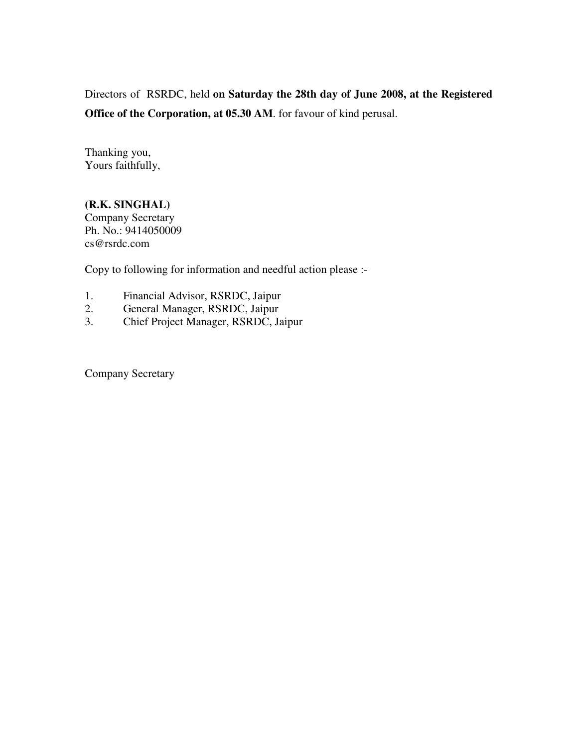Directors of RSRDC, held **on Saturday the 28th day of June 2008, at the Registered Office of the Corporation, at 05.30 AM**. for favour of kind perusal.

Thanking you,
Yours faithfully,

**(R.K. SINGHAL)**
Company Secretary
Ph. No.: 9414050009
cs@rsrdc.com

Copy to following for information and needful action please :-

1. Financial Advisor, RSRDC, Jaipur
2. General Manager, RSRDC, Jaipur
3. Chief Project Manager, RSRDC, Jaipur

Company Secretary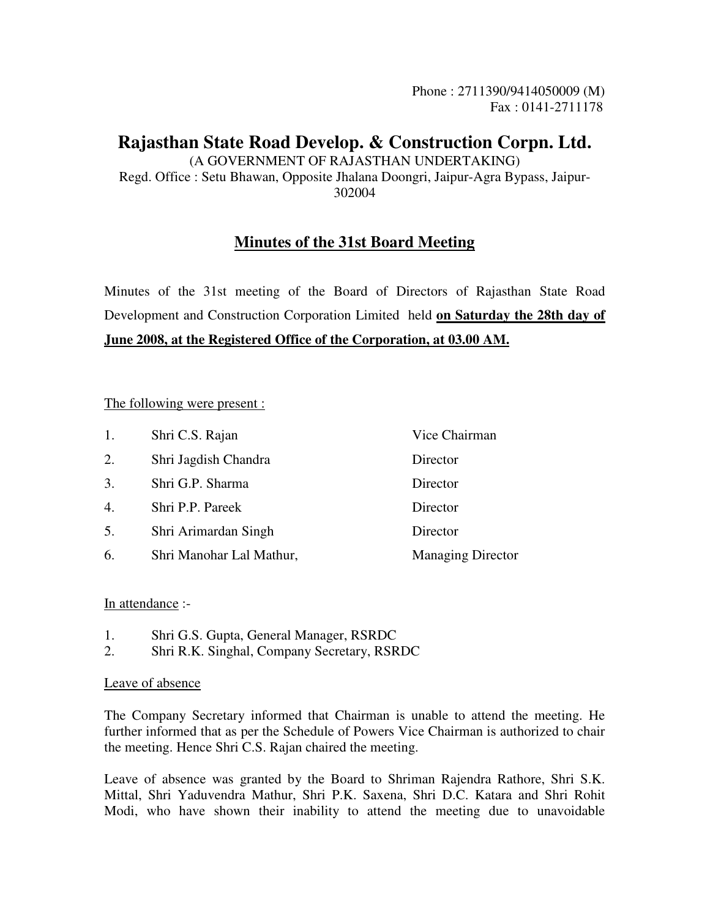Phone : 2711390/9414050009 (M)
Fax : 0141-2711178

# Rajasthan State Road Develop. & Construction Corpn. Ltd.

(A GOVERNMENT OF RAJASTHAN UNDERTAKING)
Regd. Office : Setu Bhawan, Opposite Jhalana Doongri, Jaipur-Agra Bypass, Jaipur-302004

## Minutes of the 31st Board Meeting

Minutes of the 31st meeting of the Board of Directors of Rajasthan State Road Development and Construction Corporation Limited held **on Saturday the 28th day of June 2008, at the Registered Office of the Corporation, at 03.00 AM.**

The following were present :

| | | |
|---|---|---|
| 1. | Shri C.S. Rajan | Vice Chairman |
| 2. | Shri Jagdish Chandra | Director |
| 3. | Shri G.P. Sharma | Director |
| 4. | Shri P.P. Pareek | Director |
| 5. | Shri Arimardan Singh | Director |
| 6. | Shri Manohar Lal Mathur, | Managing Director |

In attendance :-

1. Shri G.S. Gupta, General Manager, RSRDC
2. Shri R.K. Singhal, Company Secretary, RSRDC

Leave of absence

The Company Secretary informed that Chairman is unable to attend the meeting. He further informed that as per the Schedule of Powers Vice Chairman is authorized to chair the meeting. Hence Shri C.S. Rajan chaired the meeting.

Leave of absence was granted by the Board to Shriman Rajendra Rathore, Shri S.K. Mittal, Shri Yaduvendra Mathur, Shri P.K. Saxena, Shri D.C. Katara and Shri Rohit Modi, who have shown their inability to attend the meeting due to unavoidable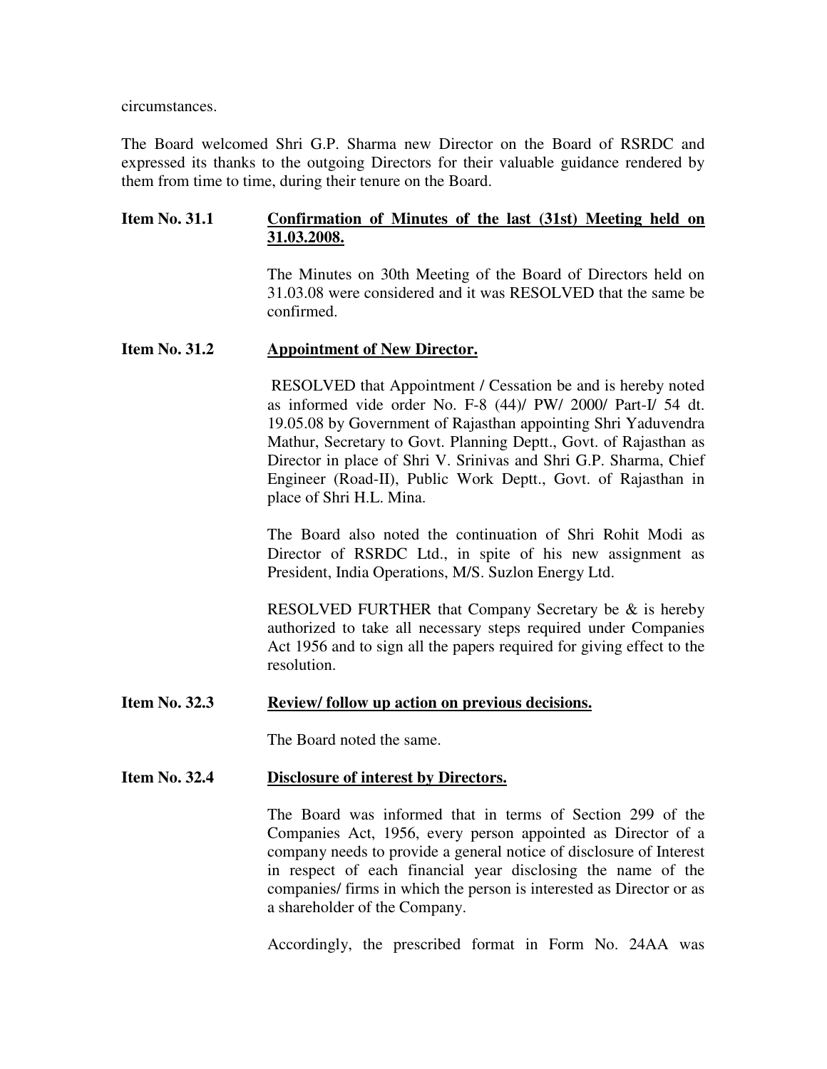circumstances.

The Board welcomed Shri G.P. Sharma new Director on the Board of RSRDC and expressed its thanks to the outgoing Directors for their valuable guidance rendered by them from time to time, during their tenure on the Board.

**Item No. 31.1** **Confirmation of Minutes of the last (31st) Meeting held on 31.03.2008.**

The Minutes on 30th Meeting of the Board of Directors held on 31.03.08 were considered and it was RESOLVED that the same be confirmed.

**Item No. 31.2** **Appointment of New Director.**

RESOLVED that Appointment / Cessation be and is hereby noted as informed vide order No. F-8 (44)/ PW/ 2000/ Part-I/ 54 dt. 19.05.08 by Government of Rajasthan appointing Shri Yaduvendra Mathur, Secretary to Govt. Planning Deptt., Govt. of Rajasthan as Director in place of Shri V. Srinivas and Shri G.P. Sharma, Chief Engineer (Road-II), Public Work Deptt., Govt. of Rajasthan in place of Shri H.L. Mina.

The Board also noted the continuation of Shri Rohit Modi as Director of RSRDC Ltd., in spite of his new assignment as President, India Operations, M/S. Suzlon Energy Ltd.

RESOLVED FURTHER that Company Secretary be & is hereby authorized to take all necessary steps required under Companies Act 1956 and to sign all the papers required for giving effect to the resolution.

**Item No. 32.3** **Review/ follow up action on previous decisions.**

The Board noted the same.

**Item No. 32.4** **Disclosure of interest by Directors.**

The Board was informed that in terms of Section 299 of the Companies Act, 1956, every person appointed as Director of a company needs to provide a general notice of disclosure of Interest in respect of each financial year disclosing the name of the companies/ firms in which the person is interested as Director or as a shareholder of the Company.

Accordingly, the prescribed format in Form No. 24AA was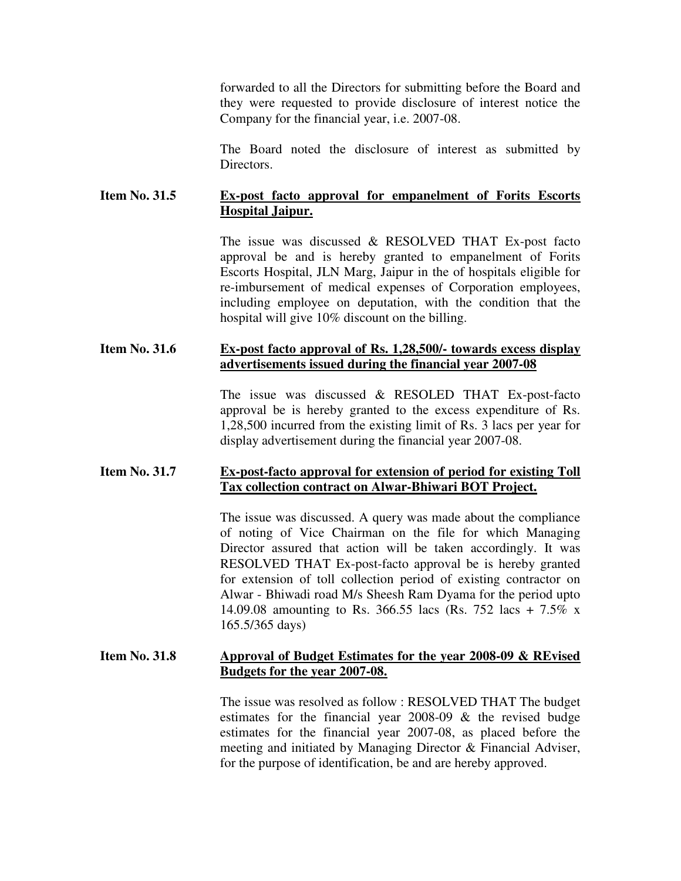forwarded to all the Directors for submitting before the Board and they were requested to provide disclosure of interest notice the Company for the financial year, i.e. 2007-08.

The Board noted the disclosure of interest as submitted by Directors.

**Item No. 31.5** **Ex-post facto approval for empanelment of Forits Escorts Hospital Jaipur.**

The issue was discussed & RESOLVED THAT Ex-post facto approval be and is hereby granted to empanelment of Forits Escorts Hospital, JLN Marg, Jaipur in the of hospitals eligible for re-imbursement of medical expenses of Corporation employees, including employee on deputation, with the condition that the hospital will give 10% discount on the billing.

**Item No. 31.6** **Ex-post facto approval of Rs. 1,28,500/- towards excess display advertisements issued during the financial year 2007-08**

The issue was discussed & RESOLED THAT Ex-post-facto approval be is hereby granted to the excess expenditure of Rs. 1,28,500 incurred from the existing limit of Rs. 3 lacs per year for display advertisement during the financial year 2007-08.

**Item No. 31.7** **Ex-post-facto approval for extension of period for existing Toll Tax collection contract on Alwar-Bhiwari BOT Project.**

The issue was discussed. A query was made about the compliance of noting of Vice Chairman on the file for which Managing Director assured that action will be taken accordingly. It was RESOLVED THAT Ex-post-facto approval be is hereby granted for extension of toll collection period of existing contractor on Alwar - Bhiwadi road M/s Sheesh Ram Dyama for the period upto 14.09.08 amounting to Rs. 366.55 lacs (Rs. 752 lacs + 7.5% x 165.5/365 days)

**Item No. 31.8** **Approval of Budget Estimates for the year 2008-09 & REvised Budgets for the year 2007-08.**

The issue was resolved as follow : RESOLVED THAT The budget estimates for the financial year 2008-09 & the revised budge estimates for the financial year 2007-08, as placed before the meeting and initiated by Managing Director & Financial Adviser, for the purpose of identification, be and are hereby approved.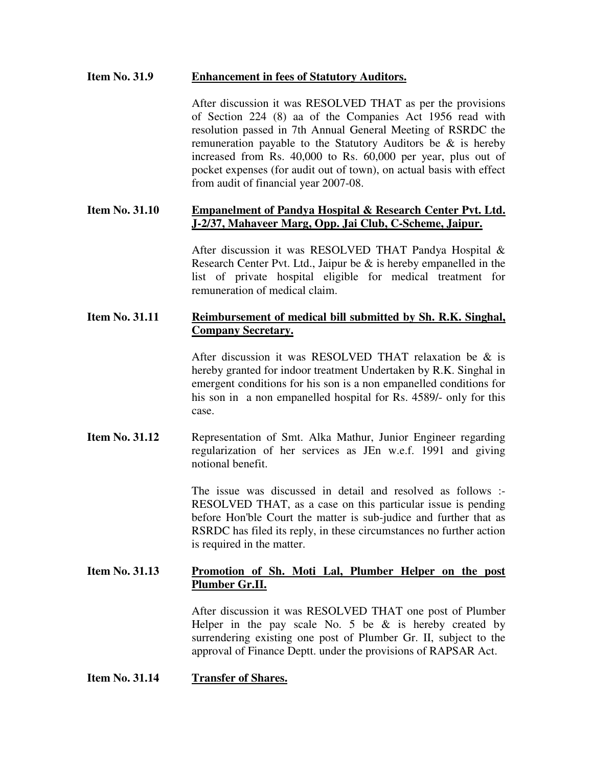**Item No. 31.9** **Enhancement in fees of Statutory Auditors.**

After discussion it was RESOLVED THAT as per the provisions of Section 224 (8) aa of the Companies Act 1956 read with resolution passed in 7th Annual General Meeting of RSRDC the remuneration payable to the Statutory Auditors be & is hereby increased from Rs. 40,000 to Rs. 60,000 per year, plus out of pocket expenses (for audit out of town), on actual basis with effect from audit of financial year 2007-08.

**Item No. 31.10** **Empanelment of Pandya Hospital & Research Center Pvt. Ltd. J-2/37, Mahaveer Marg, Opp. Jai Club, C-Scheme, Jaipur.**

After discussion it was RESOLVED THAT Pandya Hospital & Research Center Pvt. Ltd., Jaipur be & is hereby empanelled in the list of private hospital eligible for medical treatment for remuneration of medical claim.

**Item No. 31.11** **Reimbursement of medical bill submitted by Sh. R.K. Singhal, Company Secretary.**

After discussion it was RESOLVED THAT relaxation be & is hereby granted for indoor treatment Undertaken by R.K. Singhal in emergent conditions for his son is a non empanelled conditions for his son in a non empanelled hospital for Rs. 4589/- only for this case.

**Item No. 31.12** Representation of Smt. Alka Mathur, Junior Engineer regarding regularization of her services as JEn w.e.f. 1991 and giving notional benefit.

The issue was discussed in detail and resolved as follows :- RESOLVED THAT, as a case on this particular issue is pending before Hon'ble Court the matter is sub-judice and further that as RSRDC has filed its reply, in these circumstances no further action is required in the matter.

**Item No. 31.13** **Promotion of Sh. Moti Lal, Plumber Helper on the post Plumber Gr.II.**

After discussion it was RESOLVED THAT one post of Plumber Helper in the pay scale No. 5 be & is hereby created by surrendering existing one post of Plumber Gr. II, subject to the approval of Finance Deptt. under the provisions of RAPSAR Act.

**Item No. 31.14** **Transfer of Shares.**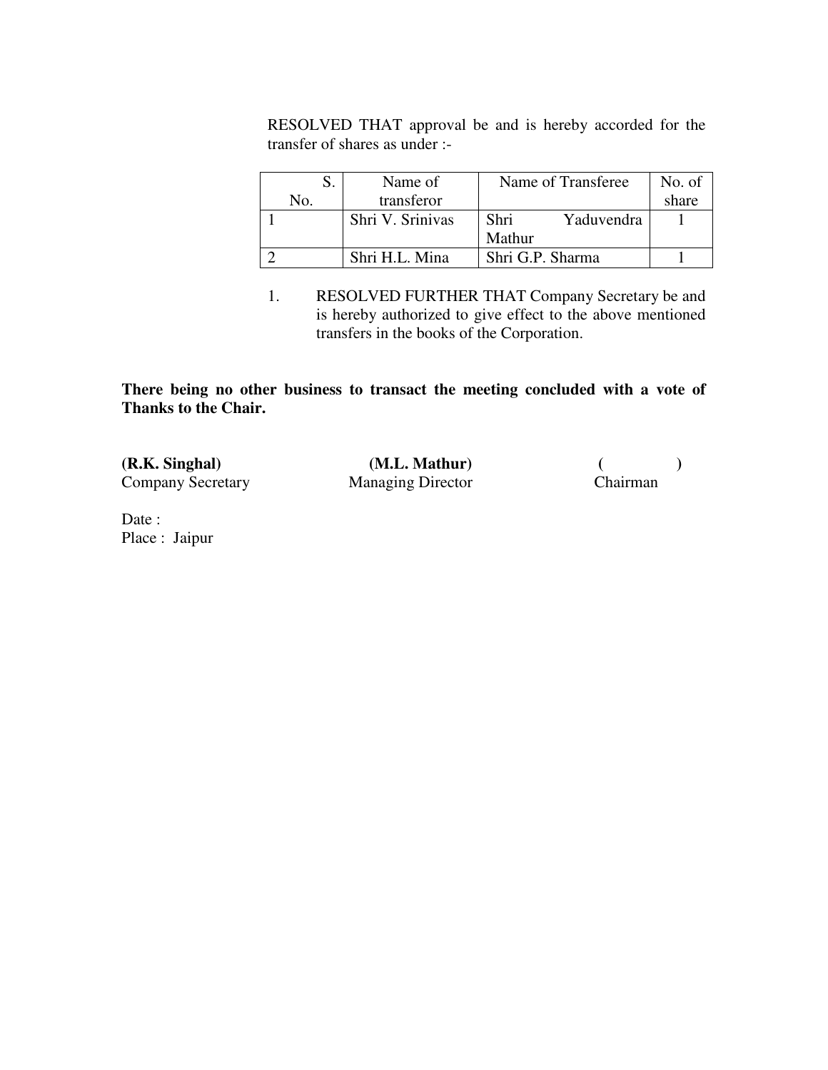RESOLVED THAT approval be and is hereby accorded for the transfer of shares as under :-

| S. No. | Name of transferor | Name of Transferee | No. of share |
|---|---|---|---|
| 1 | Shri V. Srinivas | Shri Yaduvendra Mathur | 1 |
| 2 | Shri H.L. Mina | Shri G.P. Sharma | 1 |

1. RESOLVED FURTHER THAT Company Secretary be and is hereby authorized to give effect to the above mentioned transfers in the books of the Corporation.

**There being no other business to transact the meeting concluded with a vote of Thanks to the Chair.**

**(R.K. Singhal)**
Company Secretary

**(M.L. Mathur)**
Managing Director

**(                )**
Chairman

Date :
Place : Jaipur